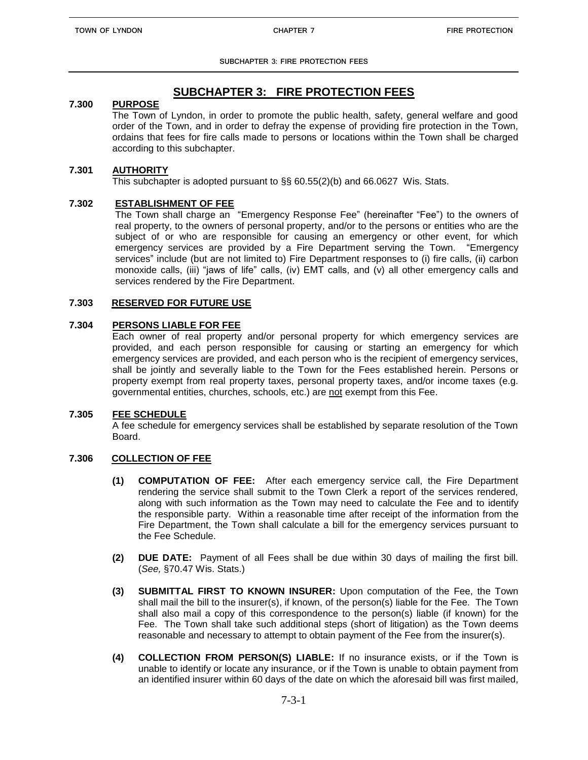# SUBCHAPTER 3: FIRE PROTECTION FEES

## 7.300 PURPOSE

The Town of Lyndon, in order to promote the public health, safety, general welfare and good order of the Town, and in order to defray the expense of providing fire protection in the Town, ordains that fees for fire calls made to persons or locations within the Town shall be charged according to this subchapter.

## 7.301 AUTHORITY

This subchapter is adopted pursuant to §§ 60.55(2)(b) and 66.0627 Wis. Stats.

## 7.302 ESTABLISHMENT OF FEE

The Town shall charge an "Emergency Response Fee" (hereinafter "Fee") to the owners of real property, to the owners of personal property, and/or to the persons or entities who are the subject of or who are responsible for causing an emergency or other event, for which emergency services are provided by a Fire Department serving the Town. "Emergency services" include (but are not limited to) Fire Department responses to (i) fire calls, (ii) carbon monoxide calls, (iii) "jaws of life" calls, (iv) EMT calls, and (v) all other emergency calls and services rendered by the Fire Department.

## 7.303 RESERVED FOR FUTURE USE

## 7.304 PERSONS LIABLE FOR FEE

Each owner of real property and/or personal property for which emergency services are provided, and each person responsible for causing or starting an emergency for which emergency services are provided, and each person who is the recipient of emergency services, shall be jointly and severally liable to the Town for the Fees established herein. Persons or property exempt from real property taxes, personal property taxes, and/or income taxes (e.g. governmental entities, churches, schools, etc.) are <u>not</u> exempt from this Fee.

## 7.305 FEE SCHEDULE

A fee schedule for emergency services shall be established by separate resolution of the Town Board.

## 7.306 COLLECTION OF FEE

**(1) COMPUTATION OF FEE:** After each emergency service call, the Fire Department rendering the service shall submit to the Town Clerk a report of the services rendered, along with such information as the Town may need to calculate the Fee and to identify the responsible party. Within a reasonable time after receipt of the information from the Fire Department, the Town shall calculate a bill for the emergency services pursuant to the Fee Schedule.

**(2) DUE DATE:** Payment of all Fees shall be due within 30 days of mailing the first bill. (*See,* §70.47 Wis. Stats.)

**(3) SUBMITTAL FIRST TO KNOWN INSURER:** Upon computation of the Fee, the Town shall mail the bill to the insurer(s), if known, of the person(s) liable for the Fee. The Town shall also mail a copy of this correspondence to the person(s) liable (if known) for the Fee. The Town shall take such additional steps (short of litigation) as the Town deems reasonable and necessary to attempt to obtain payment of the Fee from the insurer(s).

**(4) COLLECTION FROM PERSON(S) LIABLE:** If no insurance exists, or if the Town is unable to identify or locate any insurance, or if the Town is unable to obtain payment from an identified insurer within 60 days of the date on which the aforesaid bill was first mailed,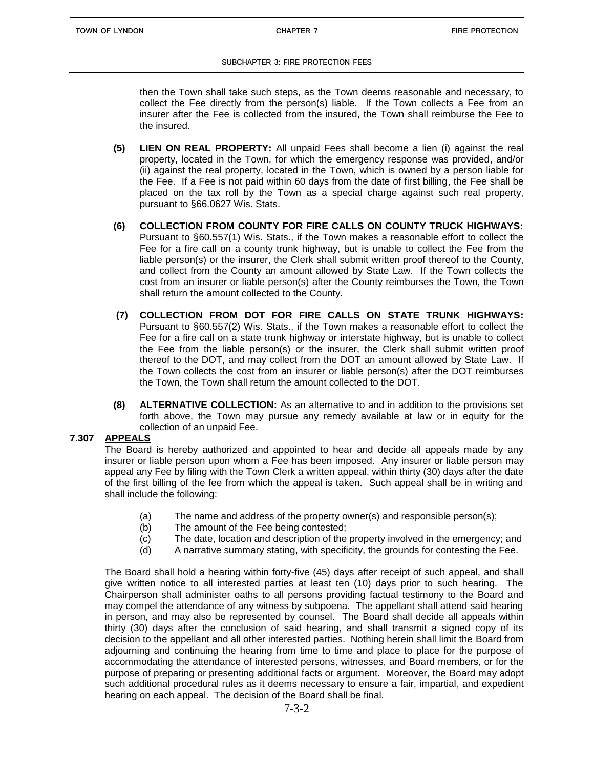then the Town shall take such steps, as the Town deems reasonable and necessary, to collect the Fee directly from the person(s) liable. If the Town collects a Fee from an insurer after the Fee is collected from the insured, the Town shall reimburse the Fee to the insured.

**(5) LIEN ON REAL PROPERTY:** All unpaid Fees shall become a lien (i) against the real property, located in the Town, for which the emergency response was provided, and/or (ii) against the real property, located in the Town, which is owned by a person liable for the Fee. If a Fee is not paid within 60 days from the date of first billing, the Fee shall be placed on the tax roll by the Town as a special charge against such real property, pursuant to §66.0627 Wis. Stats.

**(6) COLLECTION FROM COUNTY FOR FIRE CALLS ON COUNTY TRUCK HIGHWAYS:** Pursuant to §60.557(1) Wis. Stats., if the Town makes a reasonable effort to collect the Fee for a fire call on a county trunk highway, but is unable to collect the Fee from the liable person(s) or the insurer, the Clerk shall submit written proof thereof to the County, and collect from the County an amount allowed by State Law. If the Town collects the cost from an insurer or liable person(s) after the County reimburses the Town, the Town shall return the amount collected to the County.

**(7) COLLECTION FROM DOT FOR FIRE CALLS ON STATE TRUNK HIGHWAYS:** Pursuant to §60.557(2) Wis. Stats., if the Town makes a reasonable effort to collect the Fee for a fire call on a state trunk highway or interstate highway, but is unable to collect the Fee from the liable person(s) or the insurer, the Clerk shall submit written proof thereof to the DOT, and may collect from the DOT an amount allowed by State Law. If the Town collects the cost from an insurer or liable person(s) after the DOT reimburses the Town, the Town shall return the amount collected to the DOT.

**(8) ALTERNATIVE COLLECTION:** As an alternative to and in addition to the provisions set forth above, the Town may pursue any remedy available at law or in equity for the collection of an unpaid Fee.

## 7.307 APPEALS

The Board is hereby authorized and appointed to hear and decide all appeals made by any insurer or liable person upon whom a Fee has been imposed. Any insurer or liable person may appeal any Fee by filing with the Town Clerk a written appeal, within thirty (30) days after the date of the first billing of the fee from which the appeal is taken. Such appeal shall be in writing and shall include the following:

(a) The name and address of the property owner(s) and responsible person(s);
(b) The amount of the Fee being contested;
(c) The date, location and description of the property involved in the emergency; and
(d) A narrative summary stating, with specificity, the grounds for contesting the Fee.

The Board shall hold a hearing within forty-five (45) days after receipt of such appeal, and shall give written notice to all interested parties at least ten (10) days prior to such hearing. The Chairperson shall administer oaths to all persons providing factual testimony to the Board and may compel the attendance of any witness by subpoena. The appellant shall attend said hearing in person, and may also be represented by counsel. The Board shall decide all appeals within thirty (30) days after the conclusion of said hearing, and shall transmit a signed copy of its decision to the appellant and all other interested parties. Nothing herein shall limit the Board from adjourning and continuing the hearing from time to time and place to place for the purpose of accommodating the attendance of interested persons, witnesses, and Board members, or for the purpose of preparing or presenting additional facts or argument. Moreover, the Board may adopt such additional procedural rules as it deems necessary to ensure a fair, impartial, and expedient hearing on each appeal. The decision of the Board shall be final.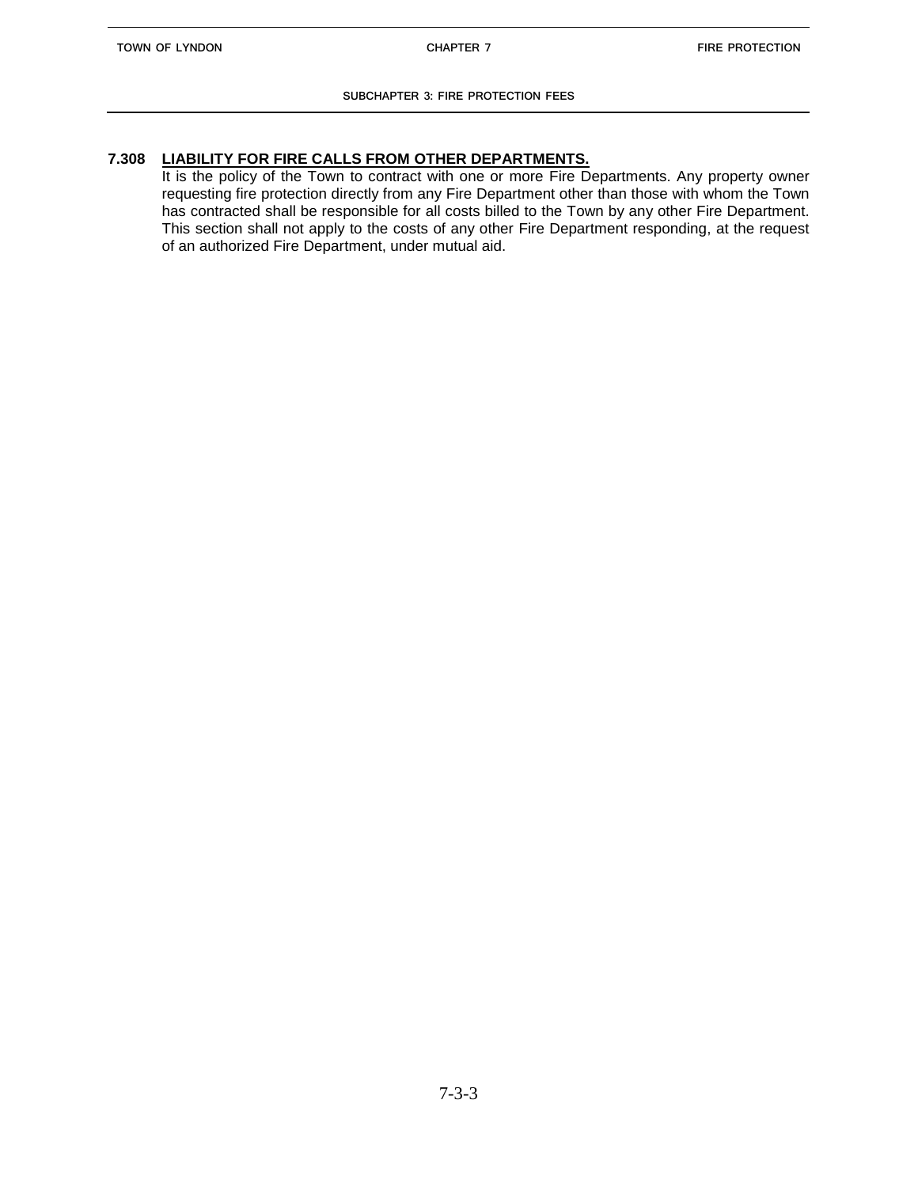### 7.308 LIABILITY FOR FIRE CALLS FROM OTHER DEPARTMENTS.

It is the policy of the Town to contract with one or more Fire Departments. Any property owner requesting fire protection directly from any Fire Department other than those with whom the Town has contracted shall be responsible for all costs billed to the Town by any other Fire Department. This section shall not apply to the costs of any other Fire Department responding, at the request of an authorized Fire Department, under mutual aid.